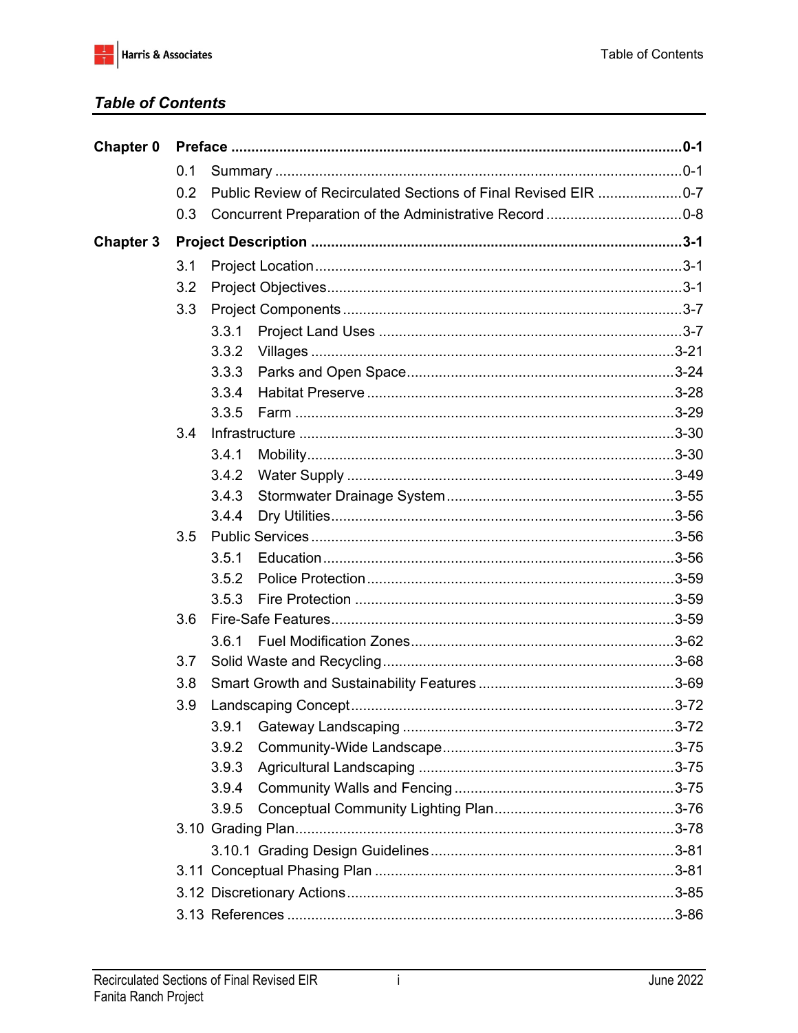# Table of Contents

| | | |
|---|---|---|
| **Chapter 0** | **Preface** | **0-1** |
| | 0.1 Summary | 0-1 |
| | 0.2 Public Review of Recirculated Sections of Final Revised EIR | 0-7 |
| | 0.3 Concurrent Preparation of the Administrative Record | 0-8 |
| **Chapter 3** | **Project Description** | **3-1** |
| | 3.1 Project Location | 3-1 |
| | 3.2 Project Objectives | 3-1 |
| | 3.3 Project Components | 3-7 |
| | 3.3.1 Project Land Uses | 3-7 |
| | 3.3.2 Villages | 3-21 |
| | 3.3.3 Parks and Open Space | 3-24 |
| | 3.3.4 Habitat Preserve | 3-28 |
| | 3.3.5 Farm | 3-29 |
| | 3.4 Infrastructure | 3-30 |
| | 3.4.1 Mobility | 3-30 |
| | 3.4.2 Water Supply | 3-49 |
| | 3.4.3 Stormwater Drainage System | 3-55 |
| | 3.4.4 Dry Utilities | 3-56 |
| | 3.5 Public Services | 3-56 |
| | 3.5.1 Education | 3-56 |
| | 3.5.2 Police Protection | 3-59 |
| | 3.5.3 Fire Protection | 3-59 |
| | 3.6 Fire-Safe Features | 3-59 |
| | 3.6.1 Fuel Modification Zones | 3-62 |
| | 3.7 Solid Waste and Recycling | 3-68 |
| | 3.8 Smart Growth and Sustainability Features | 3-69 |
| | 3.9 Landscaping Concept | 3-72 |
| | 3.9.1 Gateway Landscaping | 3-72 |
| | 3.9.2 Community-Wide Landscape | 3-75 |
| | 3.9.3 Agricultural Landscaping | 3-75 |
| | 3.9.4 Community Walls and Fencing | 3-75 |
| | 3.9.5 Conceptual Community Lighting Plan | 3-76 |
| | 3.10 Grading Plan | 3-78 |
| | 3.10.1 Grading Design Guidelines | 3-81 |
| | 3.11 Conceptual Phasing Plan | 3-81 |
| | 3.12 Discretionary Actions | 3-85 |
| | 3.13 References | 3-86 |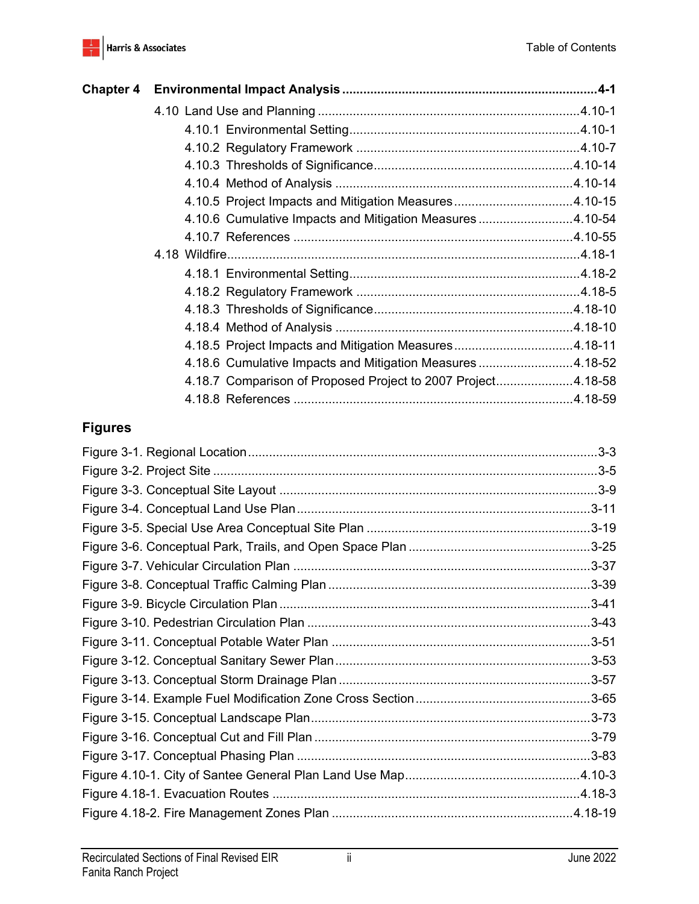**Chapter 4 Environmental Impact Analysis ........................................................................ 4-1**

- 4.10 Land Use and Planning ........................................................................ 4.10-1
  - 4.10.1 Environmental Setting ........................................................................ 4.10-1
  - 4.10.2 Regulatory Framework ........................................................................ 4.10-7
  - 4.10.3 Thresholds of Significance ........................................................................ 4.10-14
  - 4.10.4 Method of Analysis ........................................................................ 4.10-14
  - 4.10.5 Project Impacts and Mitigation Measures ........................................................................ 4.10-15
  - 4.10.6 Cumulative Impacts and Mitigation Measures ........................................................................ 4.10-54
  - 4.10.7 References ........................................................................ 4.10-55
- 4.18 Wildfire ........................................................................ 4.18-1
  - 4.18.1 Environmental Setting ........................................................................ 4.18-2
  - 4.18.2 Regulatory Framework ........................................................................ 4.18-5
  - 4.18.3 Thresholds of Significance ........................................................................ 4.18-10
  - 4.18.4 Method of Analysis ........................................................................ 4.18-10
  - 4.18.5 Project Impacts and Mitigation Measures ........................................................................ 4.18-11
  - 4.18.6 Cumulative Impacts and Mitigation Measures ........................................................................ 4.18-52
  - 4.18.7 Comparison of Proposed Project to 2007 Project ........................................................................ 4.18-58
  - 4.18.8 References ........................................................................ 4.18-59

## Figures

Figure 3-1. Regional Location ........................................................................ 3-3
Figure 3-2. Project Site ........................................................................ 3-5
Figure 3-3. Conceptual Site Layout ........................................................................ 3-9
Figure 3-4. Conceptual Land Use Plan ........................................................................ 3-11
Figure 3-5. Special Use Area Conceptual Site Plan ........................................................................ 3-19
Figure 3-6. Conceptual Park, Trails, and Open Space Plan ........................................................................ 3-25
Figure 3-7. Vehicular Circulation Plan ........................................................................ 3-37
Figure 3-8. Conceptual Traffic Calming Plan ........................................................................ 3-39
Figure 3-9. Bicycle Circulation Plan ........................................................................ 3-41
Figure 3-10. Pedestrian Circulation Plan ........................................................................ 3-43
Figure 3-11. Conceptual Potable Water Plan ........................................................................ 3-51
Figure 3-12. Conceptual Sanitary Sewer Plan ........................................................................ 3-53
Figure 3-13. Conceptual Storm Drainage Plan ........................................................................ 3-57
Figure 3-14. Example Fuel Modification Zone Cross Section ........................................................................ 3-65
Figure 3-15. Conceptual Landscape Plan ........................................................................ 3-73
Figure 3-16. Conceptual Cut and Fill Plan ........................................................................ 3-79
Figure 3-17. Conceptual Phasing Plan ........................................................................ 3-83
Figure 4.10-1. City of Santee General Plan Land Use Map ........................................................................ 4.10-3
Figure 4.18-1. Evacuation Routes ........................................................................ 4.18-3
Figure 4.18-2. Fire Management Zones Plan ........................................................................ 4.18-19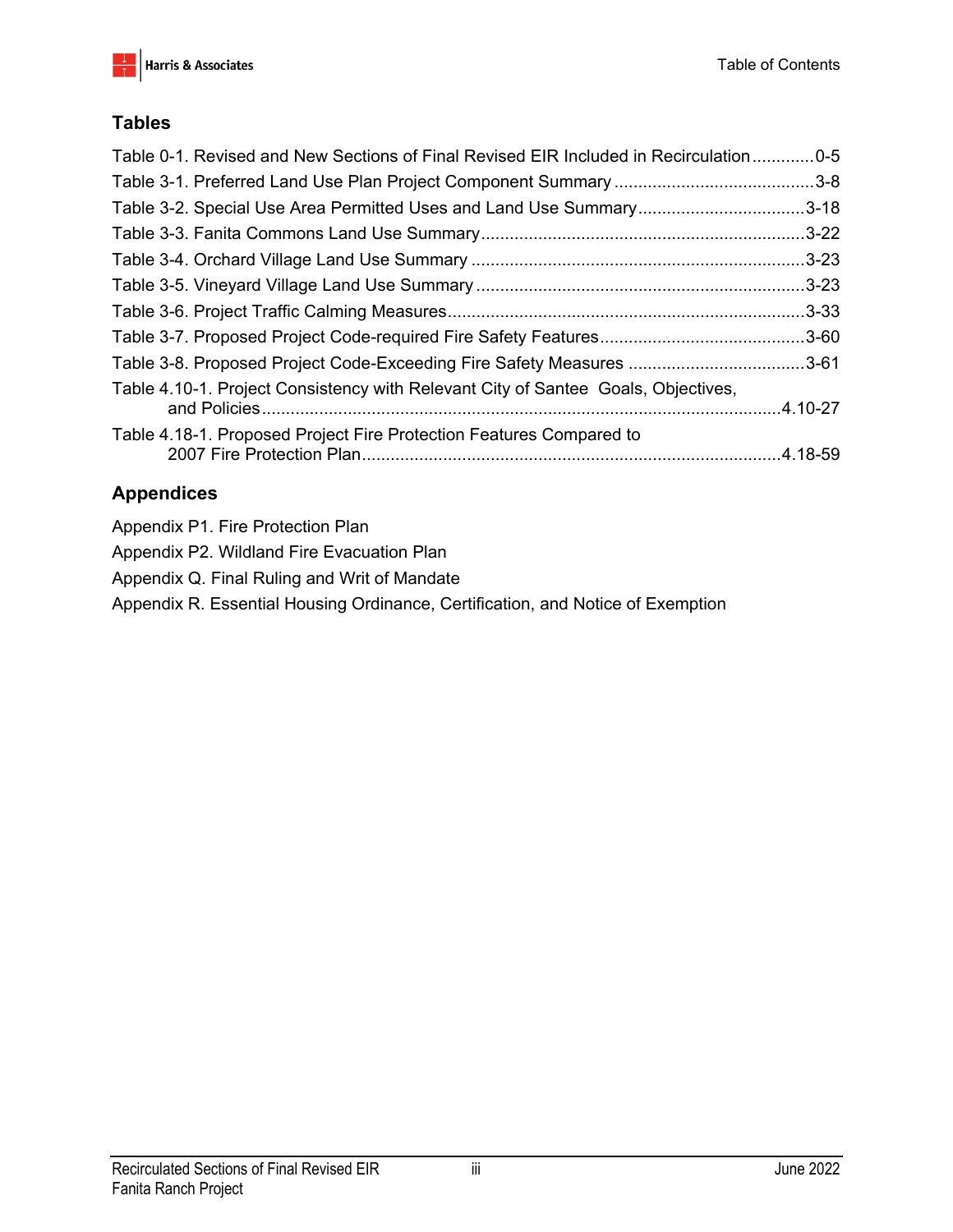## Tables

Table 0-1. Revised and New Sections of Final Revised EIR Included in Recirculation .............0-5

Table 3-1. Preferred Land Use Plan Project Component Summary ..........................................3-8

Table 3-2. Special Use Area Permitted Uses and Land Use Summary...................................3-18

Table 3-3. Fanita Commons Land Use Summary....................................................................3-22

Table 3-4. Orchard Village Land Use Summary ......................................................................3-23

Table 3-5. Vineyard Village Land Use Summary .....................................................................3-23

Table 3-6. Project Traffic Calming Measures...........................................................................3-33

Table 3-7. Proposed Project Code-required Fire Safety Features...........................................3-60

Table 3-8. Proposed Project Code-Exceeding Fire Safety Measures .....................................3-61

Table 4.10-1. Project Consistency with Relevant City of Santee Goals, Objectives, and Policies ............................................................................................................4.10-27

Table 4.18-1. Proposed Project Fire Protection Features Compared to 2007 Fire Protection Plan.......................................................................................4.18-59

## Appendices

Appendix P1. Fire Protection Plan

Appendix P2. Wildland Fire Evacuation Plan

Appendix Q. Final Ruling and Writ of Mandate

Appendix R. Essential Housing Ordinance, Certification, and Notice of Exemption